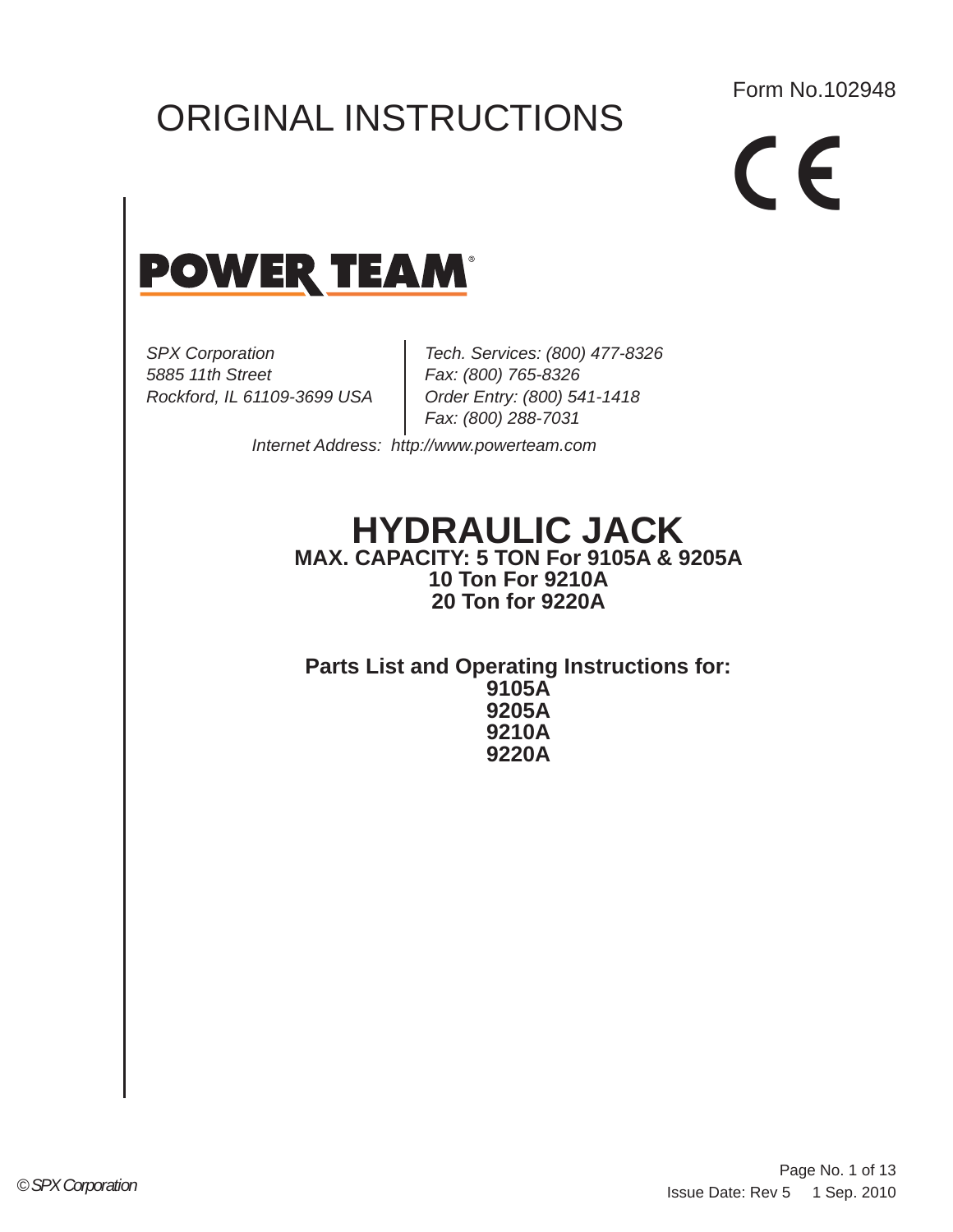Form No.102948

# ORIGINAL INSTRUCTIONS

**POWER TEAM®**

*SPX Corporation*
*5885 11th Street*
*Rockford, IL 61109-3699 USA*

*Tech. Services: (800) 477-8326*
*Fax: (800) 765-8326*
*Order Entry: (800) 541-1418*
*Fax: (800) 288-7031*

*Internet Address: http://www.powerteam.com*

# HYDRAULIC JACK

**MAX. CAPACITY: 5 TON For 9105A & 9205A**
**10 Ton For 9210A**
**20 Ton for 9220A**

**Parts List and Operating Instructions for:**
**9105A**
**9205A**
**9210A**
**9220A**

Issue Date: Rev 5 1 Sep. 2010

© SPX Corporation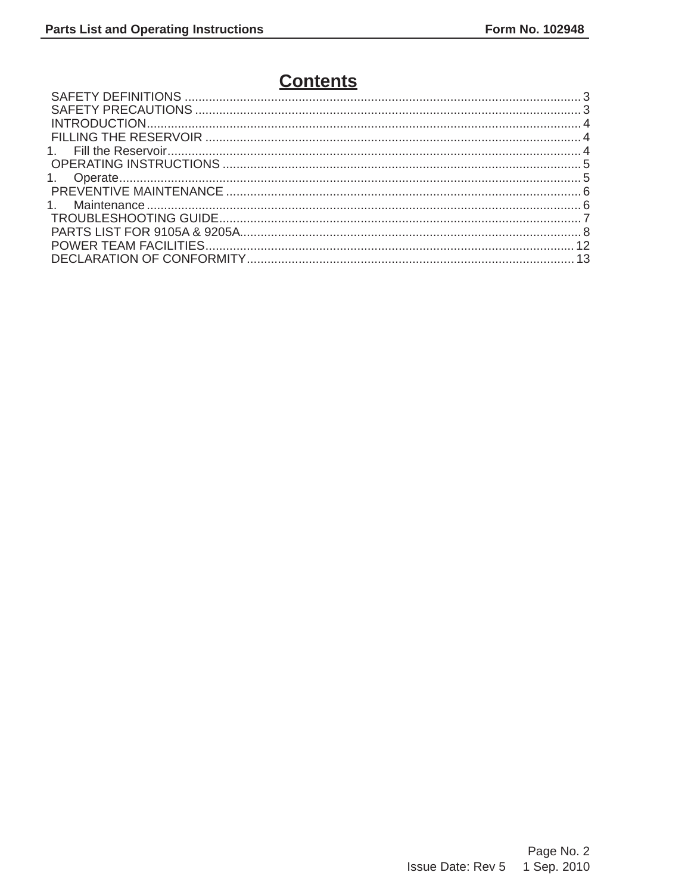# Contents

SAFETY DEFINITIONS .................................................................................................................. 3
SAFETY PRECAUTIONS .............................................................................................................. 3
INTRODUCTION............................................................................................................................ 4
FILLING THE RESERVOIR ............................................................................................................ 4
1. Fill the Reservoir...................................................................................................................... 4
OPERATING INSTRUCTIONS ....................................................................................................... 5
1. Operate.................................................................................................................................... 5
PREVENTIVE MAINTENANCE ..................................................................................................... 6
1. Maintenance ............................................................................................................................ 6
TROUBLESHOOTING GUIDE........................................................................................................ 7
PARTS LIST FOR 9105A & 9205A.................................................................................................. 8
POWER TEAM FACILITIES.......................................................................................................... 12
DECLARATION OF CONFORMITY.............................................................................................. 13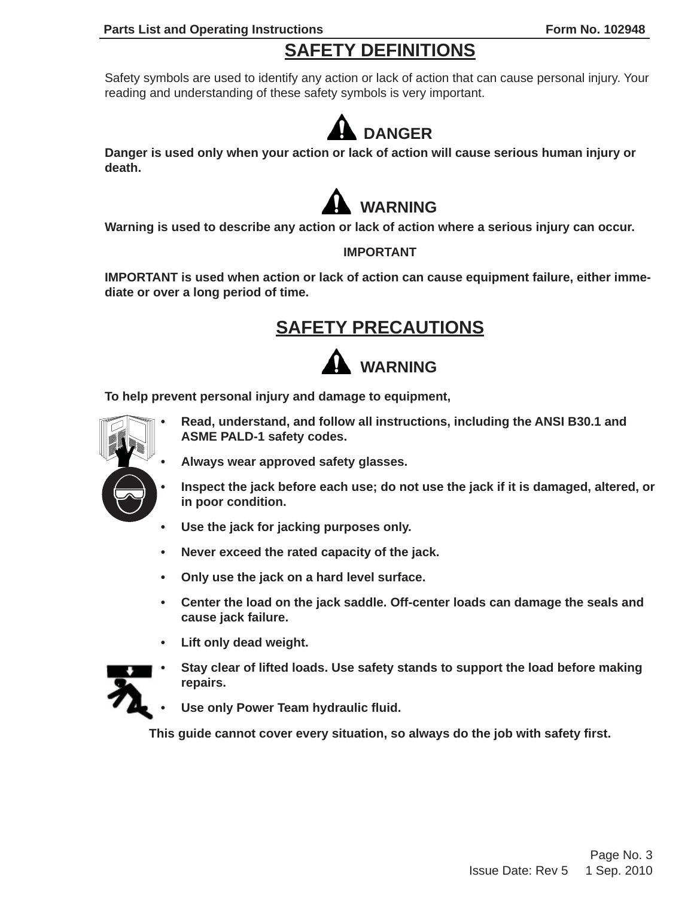# SAFETY DEFINITIONS

Safety symbols are used to identify any action or lack of action that can cause personal injury. Your reading and understanding of these safety symbols is very important.

### DANGER

**Danger is used only when your action or lack of action will cause serious human injury or death.**

### WARNING

**Warning is used to describe any action or lack of action where a serious injury can occur.**

### IMPORTANT

**IMPORTANT is used when action or lack of action can cause equipment failure, either immediate or over a long period of time.**

# SAFETY PRECAUTIONS

### WARNING

**To help prevent personal injury and damage to equipment,**

- **Read, understand, and follow all instructions, including the ANSI B30.1 and ASME PALD-1 safety codes.**
- **Always wear approved safety glasses.**
- **Inspect the jack before each use; do not use the jack if it is damaged, altered, or in poor condition.**
- **Use the jack for jacking purposes only.**
- **Never exceed the rated capacity of the jack.**
- **Only use the jack on a hard level surface.**
- **Center the load on the jack saddle. Off-center loads can damage the seals and cause jack failure.**
- **Lift only dead weight.**
- **Stay clear of lifted loads. Use safety stands to support the load before making repairs.**
- **Use only Power Team hydraulic fluid.**

**This guide cannot cover every situation, so always do the job with safety first.**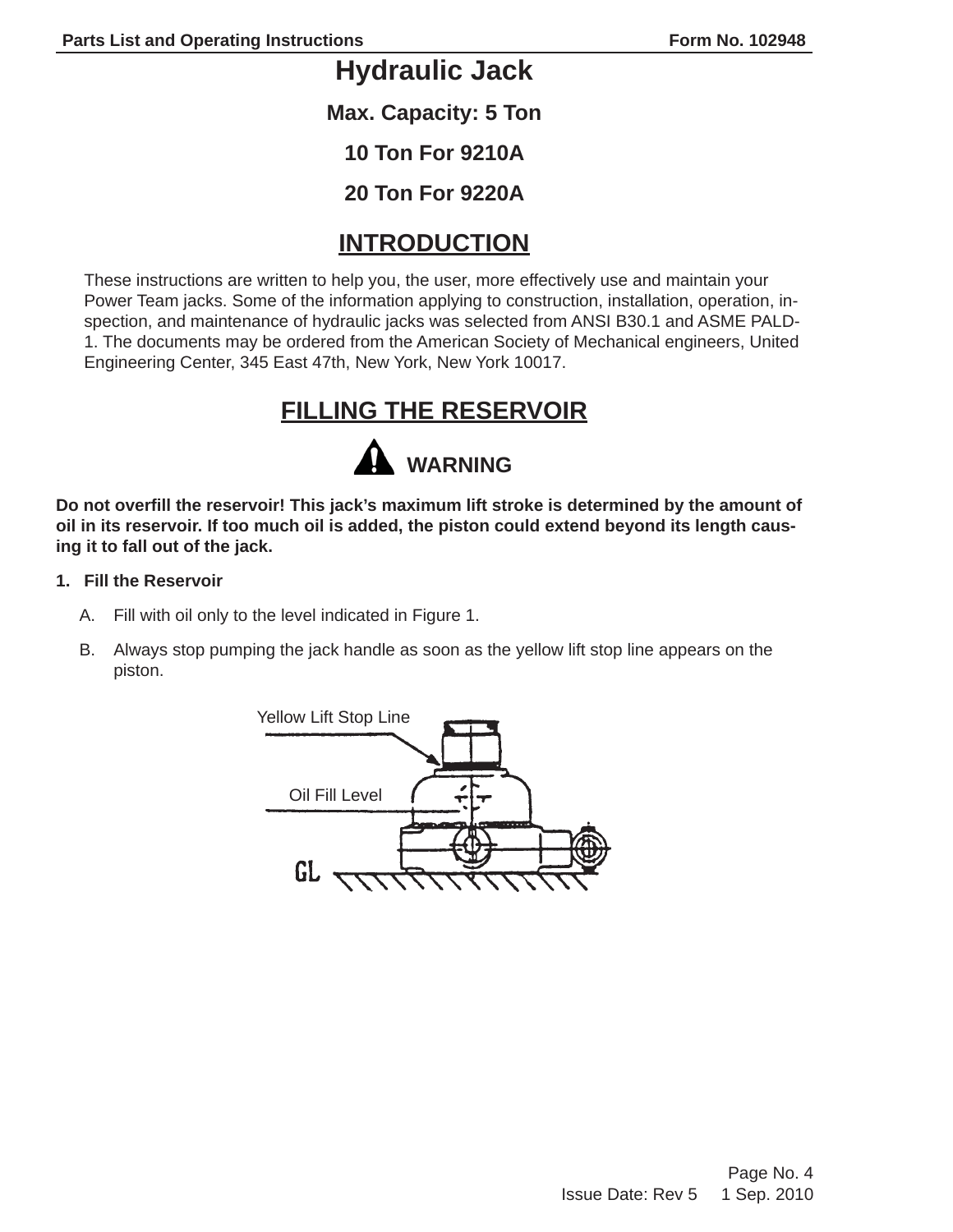# Hydraulic Jack

**Max. Capacity: 5 Ton**

**10 Ton For 9210A**

**20 Ton For 9220A**

## INTRODUCTION

These instructions are written to help you, the user, more effectively use and maintain your Power Team jacks. Some of the information applying to construction, installation, operation, inspection, and maintenance of hydraulic jacks was selected from ANSI B30.1 and ASME PALD-1. The documents may be ordered from the American Society of Mechanical engineers, United Engineering Center, 345 East 47th, New York, New York 10017.

## FILLING THE RESERVOIR

**WARNING**

**Do not overfill the reservoir! This jack's maximum lift stroke is determined by the amount of oil in its reservoir. If too much oil is added, the piston could extend beyond its length causing it to fall out of the jack.**

1. **Fill the Reservoir**

   A. Fill with oil only to the level indicated in Figure 1.

   B. Always stop pumping the jack handle as soon as the yellow lift stop line appears on the piston.

Yellow Lift Stop Line

Oil Fill Level

GL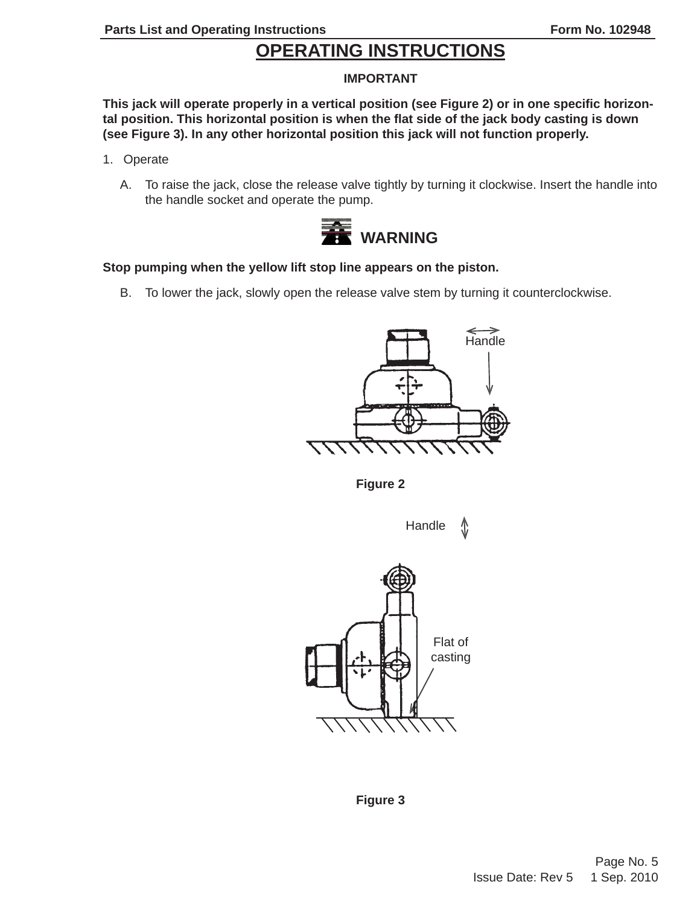# OPERATING INSTRUCTIONS

**IMPORTANT**

**This jack will operate properly in a vertical position (see Figure 2) or in one specific horizontal position. This horizontal position is when the flat side of the jack body casting is down (see Figure 3). In any other horizontal position this jack will not function properly.**

1. Operate

   A. To raise the jack, close the release valve tightly by turning it clockwise. Insert the handle into the handle socket and operate the pump.

**WARNING**

**Stop pumping when the yellow lift stop line appears on the piston.**

   B. To lower the jack, slowly open the release valve stem by turning it counterclockwise.

Handle

**Figure 2**

Handle

Flat of casting

**Figure 3**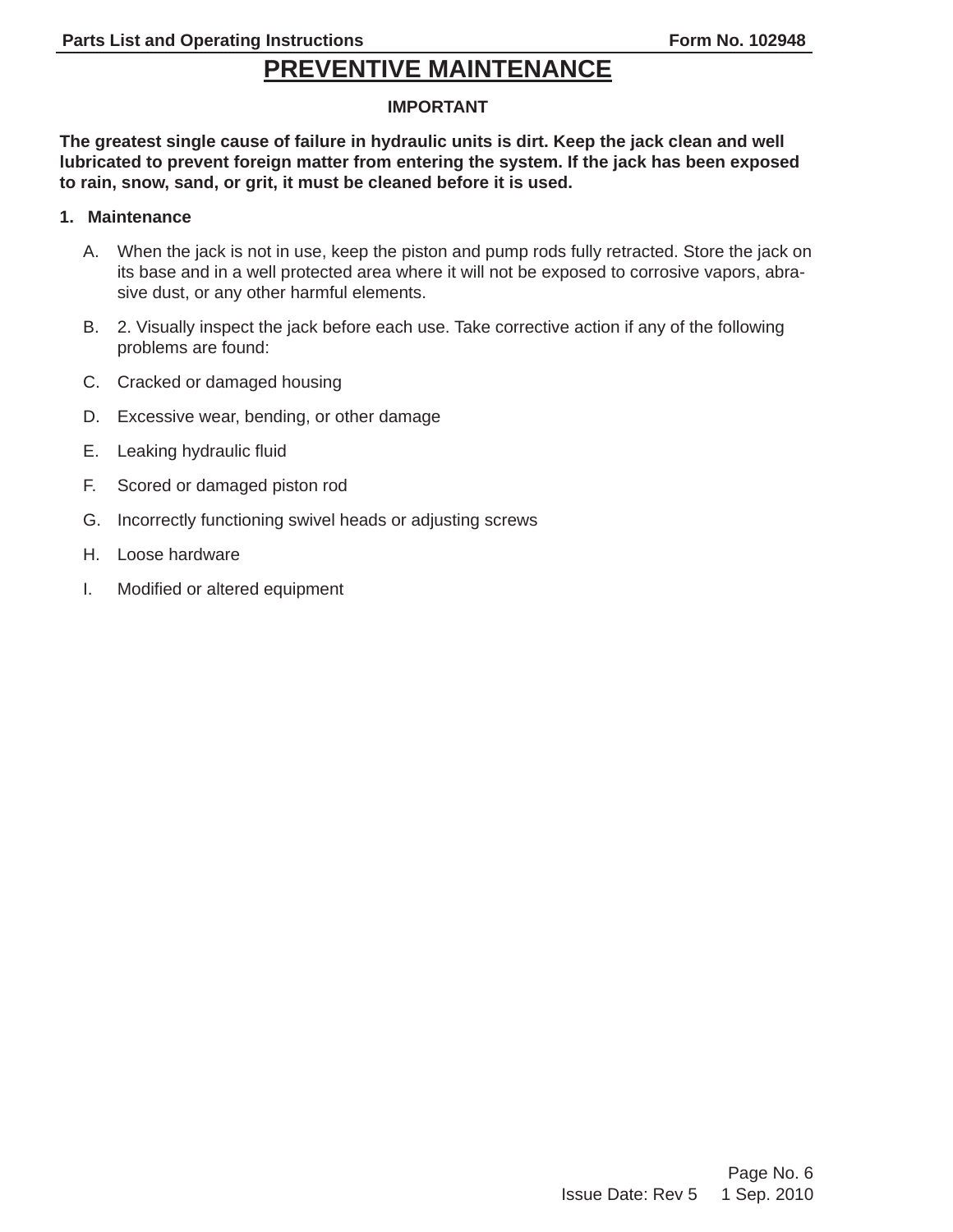# PREVENTIVE MAINTENANCE

**IMPORTANT**

**The greatest single cause of failure in hydraulic units is dirt. Keep the jack clean and well lubricated to prevent foreign matter from entering the system. If the jack has been exposed to rain, snow, sand, or grit, it must be cleaned before it is used.**

1. **Maintenance**

   A. When the jack is not in use, keep the piston and pump rods fully retracted. Store the jack on its base and in a well protected area where it will not be exposed to corrosive vapors, abrasive dust, or any other harmful elements.

   B. 2. Visually inspect the jack before each use. Take corrective action if any of the following problems are found:

   C. Cracked or damaged housing

   D. Excessive wear, bending, or other damage

   E. Leaking hydraulic fluid

   F. Scored or damaged piston rod

   G. Incorrectly functioning swivel heads or adjusting screws

   H. Loose hardware

   I. Modified or altered equipment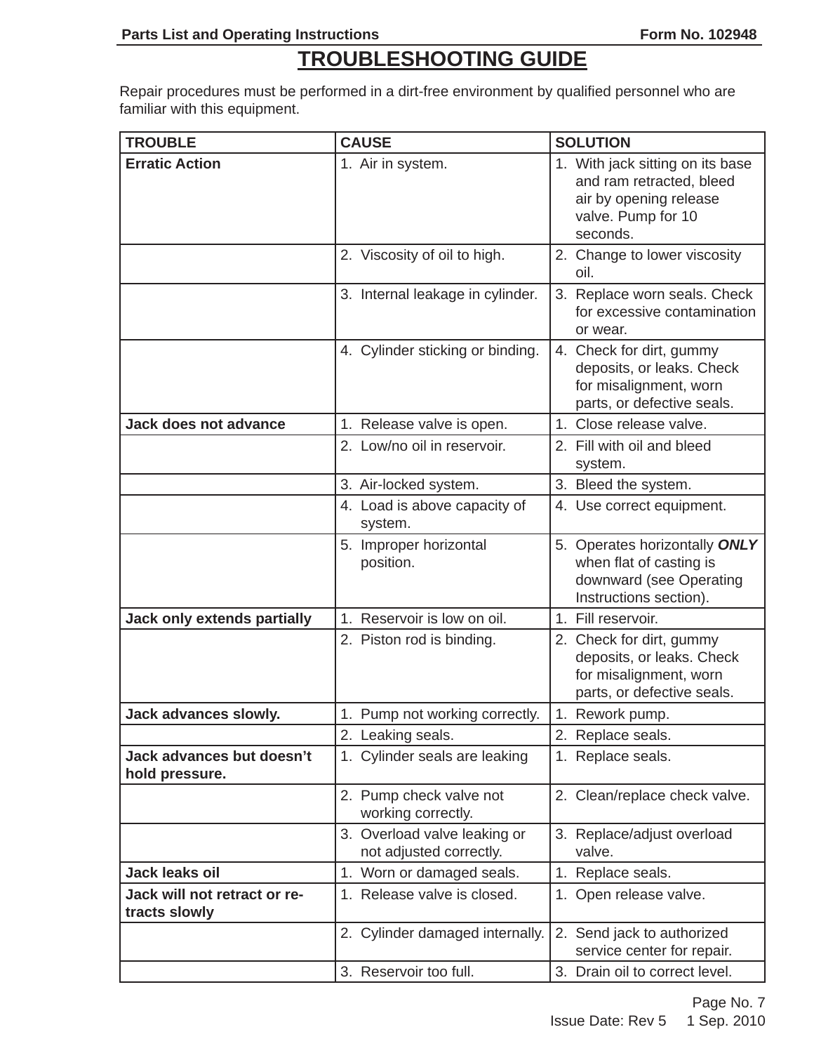# TROUBLESHOOTING GUIDE

Repair procedures must be performed in a dirt-free environment by qualified personnel who are familiar with this equipment.

| TROUBLE | CAUSE | SOLUTION |
|---|---|---|
| **Erratic Action** | 1. Air in system. | 1. With jack sitting on its base and ram retracted, bleed air by opening release valve. Pump for 10 seconds. |
| | 2. Viscosity of oil to high. | 2. Change to lower viscosity oil. |
| | 3. Internal leakage in cylinder. | 3. Replace worn seals. Check for excessive contamination or wear. |
| | 4. Cylinder sticking or binding. | 4. Check for dirt, gummy deposits, or leaks. Check for misalignment, worn parts, or defective seals. |
| **Jack does not advance** | 1. Release valve is open. | 1. Close release valve. |
| | 2. Low/no oil in reservoir. | 2. Fill with oil and bleed system. |
| | 3. Air-locked system. | 3. Bleed the system. |
| | 4. Load is above capacity of system. | 4. Use correct equipment. |
| | 5. Improper horizontal position. | 5. Operates horizontally ***ONLY*** when flat of casting is downward (see Operating Instructions section). |
| **Jack only extends partially** | 1. Reservoir is low on oil. | 1. Fill reservoir. |
| | 2. Piston rod is binding. | 2. Check for dirt, gummy deposits, or leaks. Check for misalignment, worn parts, or defective seals. |
| **Jack advances slowly.** | 1. Pump not working correctly. | 1. Rework pump. |
| | 2. Leaking seals. | 2. Replace seals. |
| **Jack advances but doesn't hold pressure.** | 1. Cylinder seals are leaking | 1. Replace seals. |
| | 2. Pump check valve not working correctly. | 2. Clean/replace check valve. |
| | 3. Overload valve leaking or not adjusted correctly. | 3. Replace/adjust overload valve. |
| **Jack leaks oil** | 1. Worn or damaged seals. | 1. Replace seals. |
| **Jack will not retract or retracts slowly** | 1. Release valve is closed. | 1. Open release valve. |
| | 2. Cylinder damaged internally. | 2. Send jack to authorized service center for repair. |
| | 3. Reservoir too full. | 3. Drain oil to correct level. |

Issue Date: Rev 5 1 Sep. 2010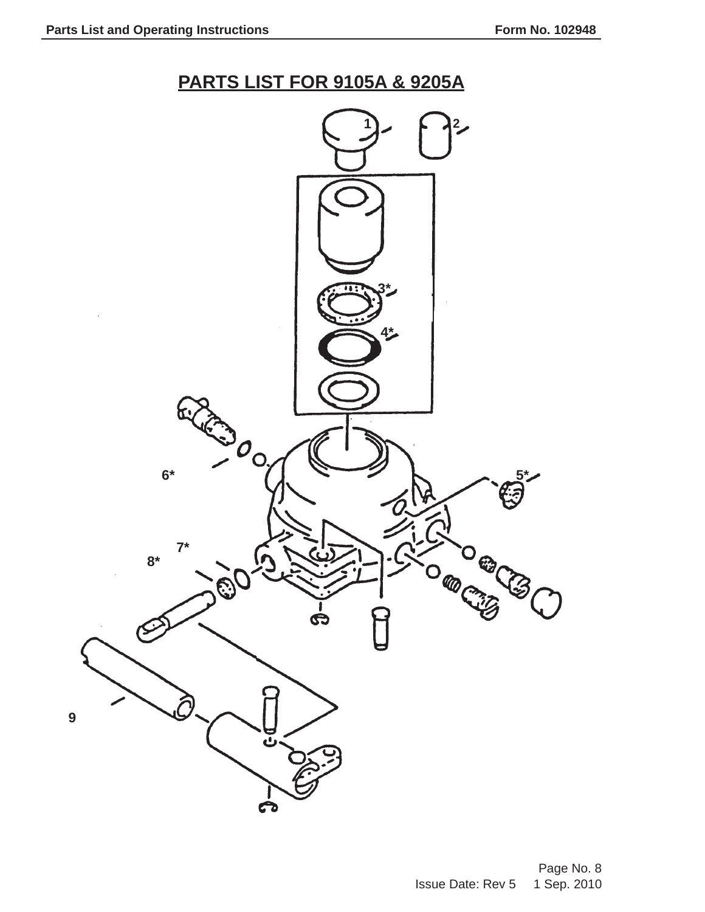# PARTS LIST FOR 9105A & 9205A

1

2

3*

4*

6*

5*

7*

8*

9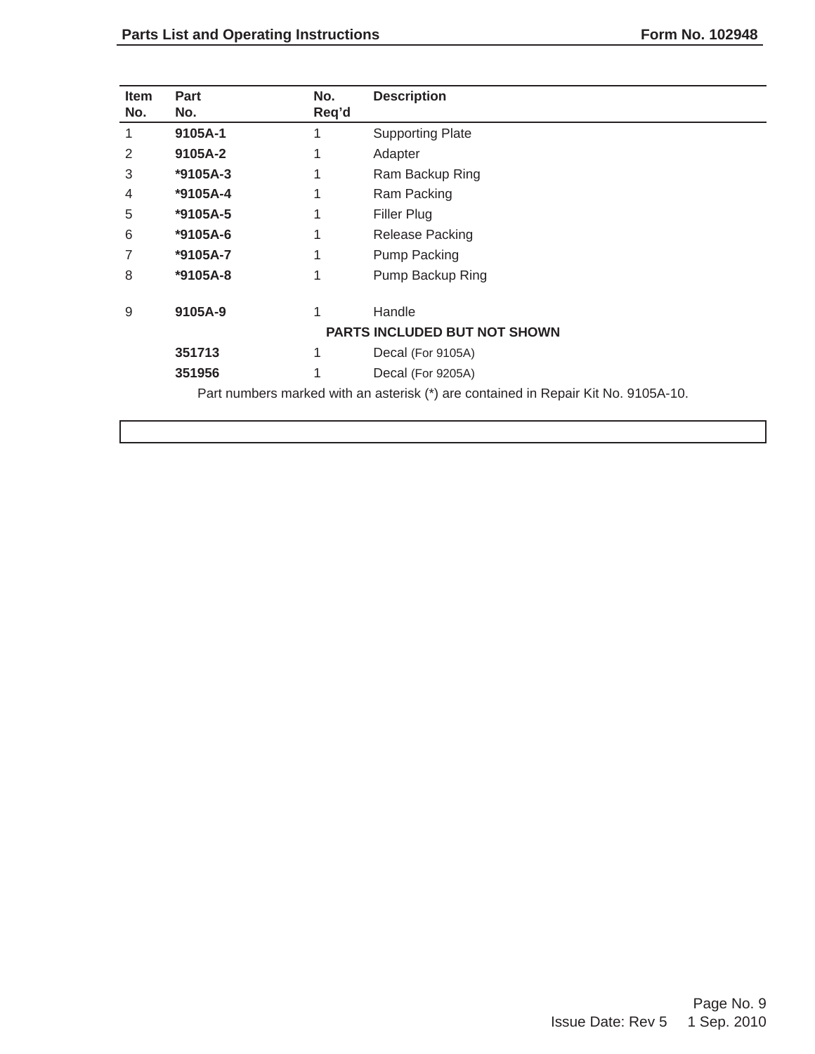| Item No. | Part No. | No. Req'd | Description |
|---|---|---|---|
| 1 | **9105A-1** | 1 | Supporting Plate |
| 2 | **9105A-2** | 1 | Adapter |
| 3 | ***9105A-3** | 1 | Ram Backup Ring |
| 4 | ***9105A-4** | 1 | Ram Packing |
| 5 | ***9105A-5** | 1 | Filler Plug |
| 6 | ***9105A-6** | 1 | Release Packing |
| 7 | ***9105A-7** | 1 | Pump Packing |
| 8 | ***9105A-8** | 1 | Pump Backup Ring |
| 9 | **9105A-9** | 1 | Handle |
| | | **PARTS INCLUDED BUT NOT SHOWN** | |
| | **351713** | 1 | Decal (For 9105A) |
| | **351956** | 1 | Decal (For 9205A) |

Part numbers marked with an asterisk (*) are contained in Repair Kit No. 9105A-10.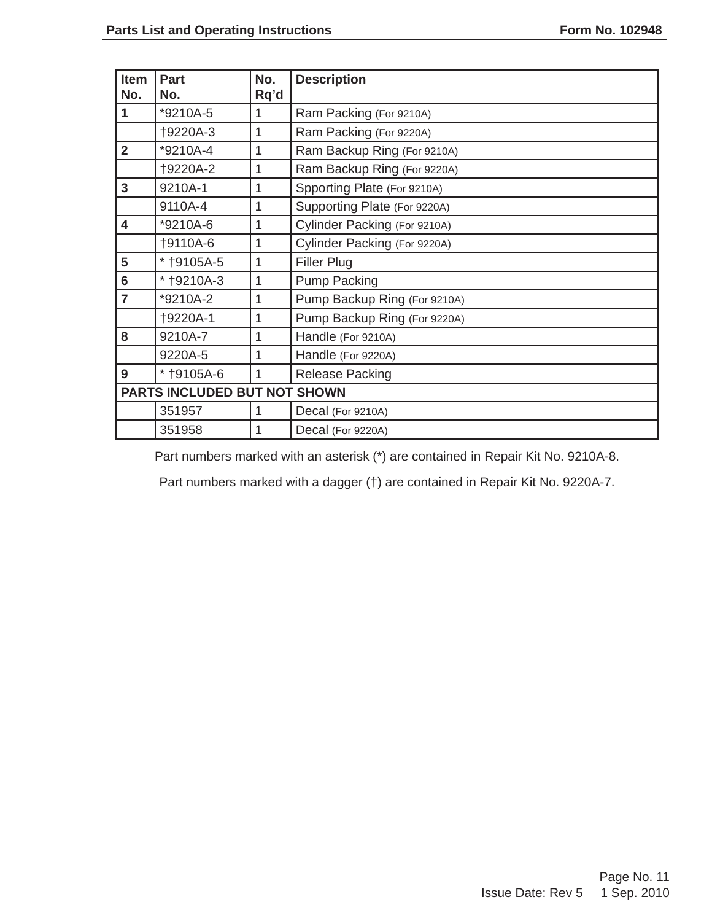| Item No. | Part No. | No. Rq'd | Description |
|---|---|---|---|
| **1** | *9210A-5 | 1 | Ram Packing (For 9210A) |
| | †9220A-3 | 1 | Ram Packing (For 9220A) |
| **2** | *9210A-4 | 1 | Ram Backup Ring (For 9210A) |
| | †9220A-2 | 1 | Ram Backup Ring (For 9220A) |
| **3** | 9210A-1 | 1 | Spporting Plate (For 9210A) |
| | 9110A-4 | 1 | Supporting Plate (For 9220A) |
| **4** | *9210A-6 | 1 | Cylinder Packing (For 9210A) |
| | †9110A-6 | 1 | Cylinder Packing (For 9220A) |
| **5** | * †9105A-5 | 1 | Filler Plug |
| **6** | * †9210A-3 | 1 | Pump Packing |
| **7** | *9210A-2 | 1 | Pump Backup Ring (For 9210A) |
| | †9220A-1 | 1 | Pump Backup Ring (For 9220A) |
| **8** | 9210A-7 | 1 | Handle (For 9210A) |
| | 9220A-5 | 1 | Handle (For 9220A) |
| **9** | * †9105A-6 | 1 | Release Packing |
| **PARTS INCLUDED BUT NOT SHOWN** | | | |
| | 351957 | 1 | Decal (For 9210A) |
| | 351958 | 1 | Decal (For 9220A) |

Part numbers marked with an asterisk (*) are contained in Repair Kit No. 9210A-8.

Part numbers marked with a dagger (†) are contained in Repair Kit No. 9220A-7.

Issue Date: Rev 5 1 Sep. 2010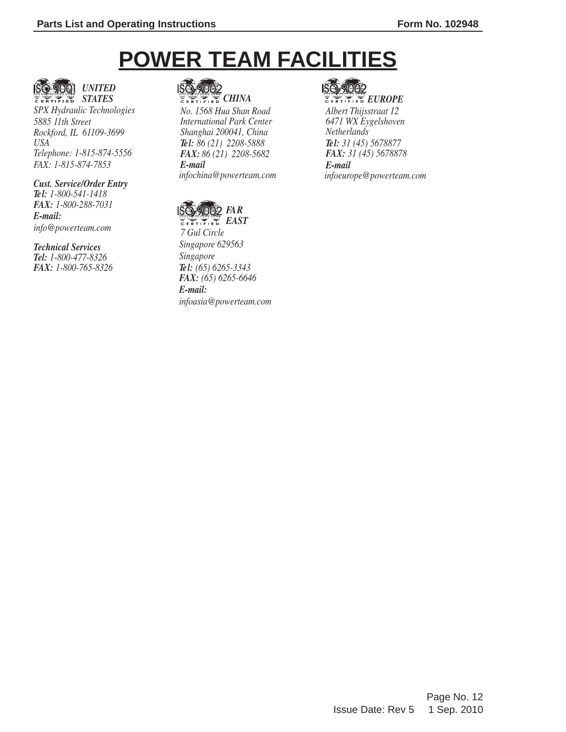# POWER TEAM FACILITIES

### *UNITED STATES*

ISO 9001 CERTIFIED

*SPX Hydraulic Technologies*
*5885 11th Street*
*Rockford, IL 61109-3699*
*USA*
*Telephone: 1-815-874-5556*
*FAX: 1-815-874-7853*

***Cust. Service/Order Entry***
***Tel:*** *1-800-541-1418*
***FAX:*** *1-800-288-7031*
***E-mail:***
*info@powerteam.com*

***Technical Services***
***Tel:*** *1-800-477-8326*
***FAX:*** *1-800-765-8326*

### *CHINA*

ISO 9002 CERTIFIED

*No. 1568 Hua Shan Road*
*International Park Center*
*Shanghai 200041, China*
***Tel:*** *86 (21) 2208-5888*
***FAX:*** *86 (21) 2208-5682*
***E-mail***
*infochina@powerteam.com*

### *FAR EAST*

ISO 9002 CERTIFIED

*7 Gul Circle*
*Singapore 629563*
*Singapore*
***Tel:*** *(65) 6265-3343*
***FAX:*** *(65) 6265-6646*
***E-mail:***
*infoasia@powerteam.com*

### *EUROPE*

ISO 9002 CERTIFIED

*Albert Thijsstraat 12*
*6471 WX Eygelshoven*
*Netherlands*
***Tel:*** *31 (45) 5678877*
***FAX:*** *31 (45) 5678878*
***E-mail***
*infoeurope@powerteam.com*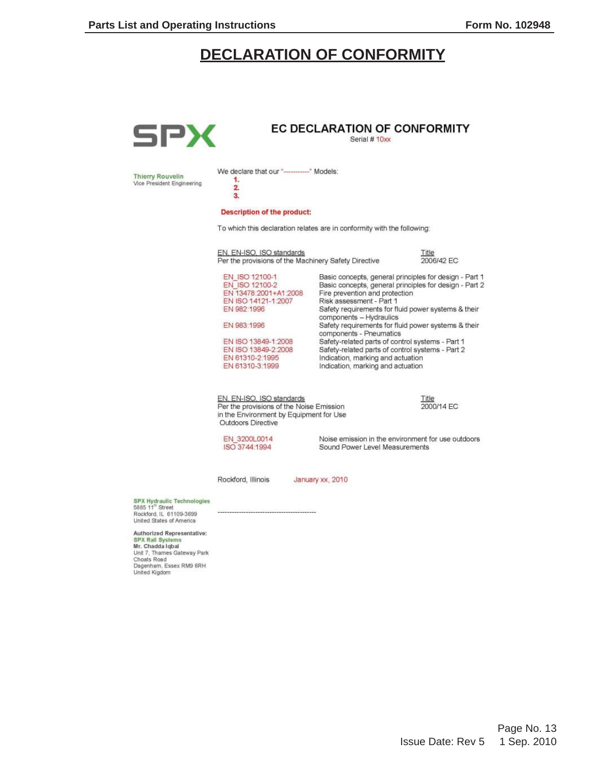# DECLARATION OF CONFORMITY

SPX

## EC DECLARATION OF CONFORMITY

Serial # 10xx

**Thierry Rouvelin**
Vice President Engineering

We declare that our "-----------" Models:

1.
2.
3.

**Description of the product:**

To which this declaration relates are in conformity with the following:

| EN, EN-ISO, ISO standards<br>Per the provisions of the Machinery Safety Directive | Title<br>2006/42 EC |
|---|---|
| EN_ISO 12100-1 | Basic concepts, general principles for design - Part 1 |
| EN_ISO 12100-2 | Basic concepts, general principles for design - Part 2 |
| EN 13478:2001+A1:2008 | Fire prevention and protection |
| EN ISO 14121-1:2007 | Risk assessment - Part 1 |
| EN 982:1996 | Safety requirements for fluid power systems & their components – Hydraulics |
| EN 983:1996 | Safety requirements for fluid power systems & their components - Pneumatics |
| EN ISO 13849-1:2008 | Safety-related parts of control systems - Part 1 |
| EN ISO 13849-2:2008 | Safety-related parts of control systems - Part 2 |
| EN 61310-2:1995 | Indication, marking and actuation |
| EN 61310-3:1999 | Indication, marking and actuation |

| EN, EN-ISO, ISO standards<br>Per the provisions of the Noise Emission in the Environment by Equipment for Use Outdoors Directive | Title<br>2000/14 EC |
|---|---|
| EN_3200L0014 | Noise emission in the environment for use outdoors |
| ISO 3744:1994 | Sound Power Level Measurements |

Rockford, Illinois     January xx, 2010

------------------------------------------

**SPX Hydraulic Technologies**
5885 11th Street
Rockford, IL 61109-3699
United States of America

**Authorized Representative:**
**SPX Rail Systems**
**Mr. Chadda Iqbal**
Unit 7, Thames Gateway Park
Choats Road
Dagenham, Essex RM9 6RH
United Kigdom